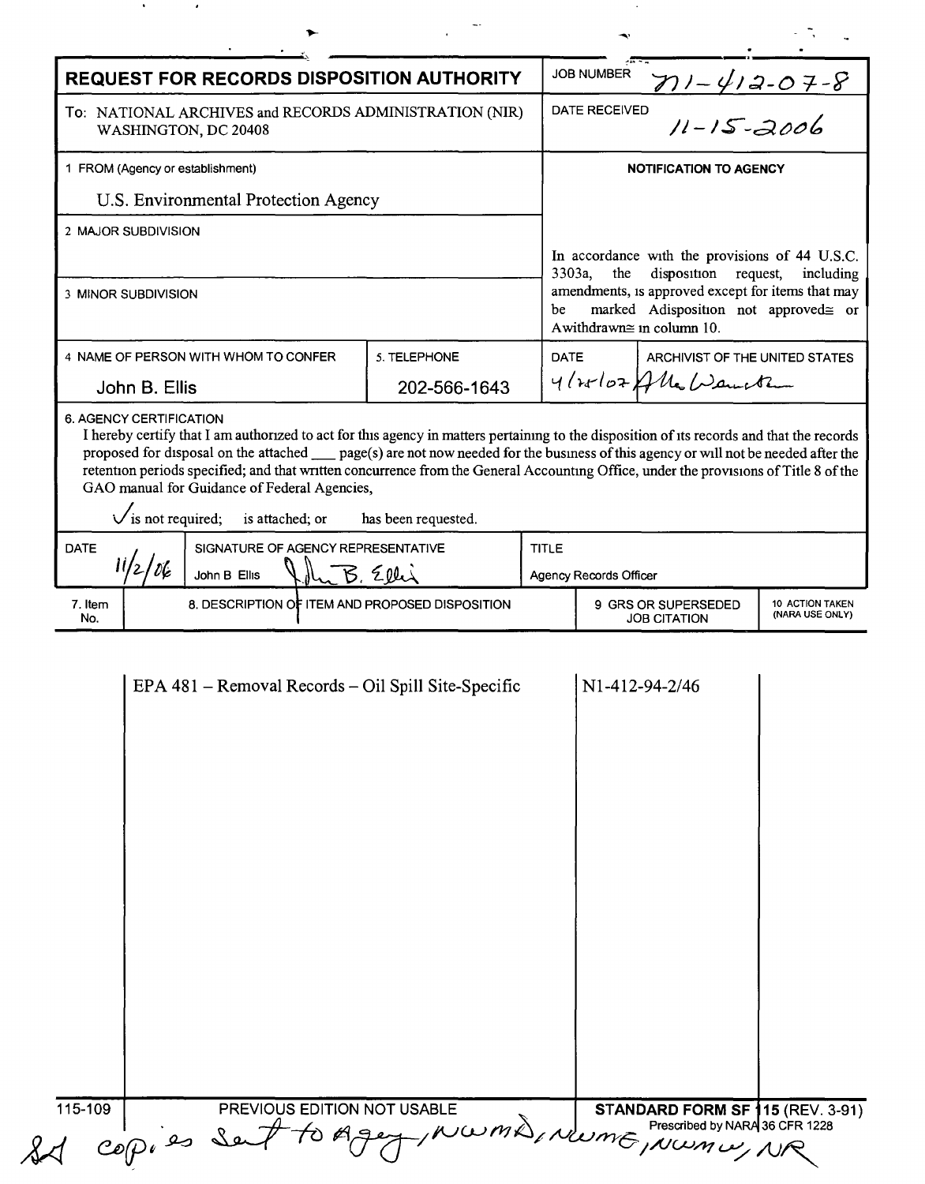# REQUEST FOR RECORDS DISPOSITION AUTHORITY

| | |
|---|---|
| To: NATIONAL ARCHIVES and RECORDS ADMINISTRATION (NIR) WASHINGTON, DC 20408 | JOB NUMBER N1-412-07-8 |
| | DATE RECEIVED 11-15-2006 |
| 1 FROM (Agency or establishment) U.S. Environmental Protection Agency | **NOTIFICATION TO AGENCY** |
| 2 MAJOR SUBDIVISION | In accordance with the provisions of 44 U.S.C. 3303a, the disposition request, including amendments, is approved except for items that may be marked Adisposition not approved≅ or Awithdrawn≅ in column 10. |
| 3 MINOR SUBDIVISION | |

| 4 NAME OF PERSON WITH WHOM TO CONFER | 5. TELEPHONE | DATE | ARCHIVIST OF THE UNITED STATES |
|---|---|---|---|
| John B. Ellis | 202-566-1643 | 4/25/07 | Allen Weinstein |

6. AGENCY CERTIFICATION

I hereby certify that I am authorized to act for this agency in matters pertaining to the disposition of its records and that the records proposed for disposal on the attached ___ page(s) are not now needed for the business of this agency or will not be needed after the retention periods specified; and that written concurrence from the General Accounting Office, under the provisions of Title 8 of the GAO manual for Guidance of Federal Agencies,

✓ is not required; is attached; or has been requested.

| DATE | SIGNATURE OF AGENCY REPRESENTATIVE | TITLE |
|---|---|---|
| 11/2/06 | John B Ellis *(signature)* | Agency Records Officer |

| 7. Item No. | 8. DESCRIPTION OF ITEM AND PROPOSED DISPOSITION | 9 GRS OR SUPERSEDED JOB CITATION | 10 ACTION TAKEN (NARA USE ONLY) |
|---|---|---|---|
| | EPA 481 – Removal Records – Oil Spill Site-Specific | N1-412-94-2/46 | |

115-109 PREVIOUS EDITION NOT USABLE **STANDARD FORM SF 115** (REV. 3-91) Prescribed by NARA 36 CFR 1228

copies sent to Agency, NWMD, NWME, NWMW, NR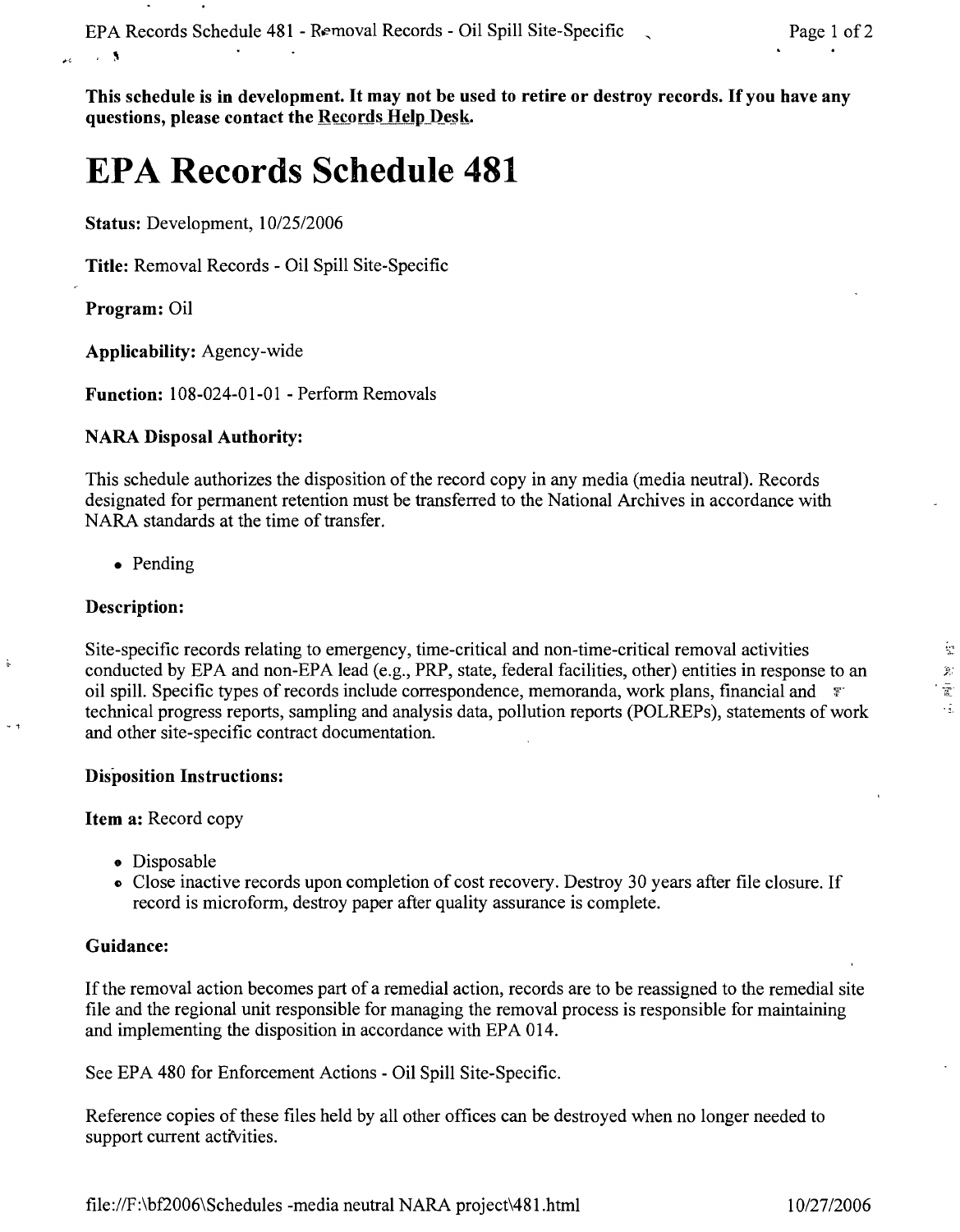**This schedule is in development. It may not be used to retire or destroy records. If you have any questions, please contact the Records Help Desk.**

# EPA Records Schedule 481

**Status:** Development, 10/25/2006

**Title:** Removal Records - Oil Spill Site-Specific

**Program:** Oil

**Applicability:** Agency-wide

**Function:** 108-024-01-01 - Perform Removals

### NARA Disposal Authority:

This schedule authorizes the disposition of the record copy in any media (media neutral). Records designated for permanent retention must be transferred to the National Archives in accordance with NARA standards at the time of transfer.

- Pending

### Description:

Site-specific records relating to emergency, time-critical and non-time-critical removal activities conducted by EPA and non-EPA lead (e.g., PRP, state, federal facilities, other) entities in response to an oil spill. Specific types of records include correspondence, memoranda, work plans, financial and technical progress reports, sampling and analysis data, pollution reports (POLREPs), statements of work and other site-specific contract documentation.

### Disposition Instructions:

**Item a:** Record copy

- Disposable
- Close inactive records upon completion of cost recovery. Destroy 30 years after file closure. If record is microform, destroy paper after quality assurance is complete.

### Guidance:

If the removal action becomes part of a remedial action, records are to be reassigned to the remedial site file and the regional unit responsible for managing the removal process is responsible for maintaining and implementing the disposition in accordance with EPA 014.

See EPA 480 for Enforcement Actions - Oil Spill Site-Specific.

Reference copies of these files held by all other offices can be destroyed when no longer needed to support current activities.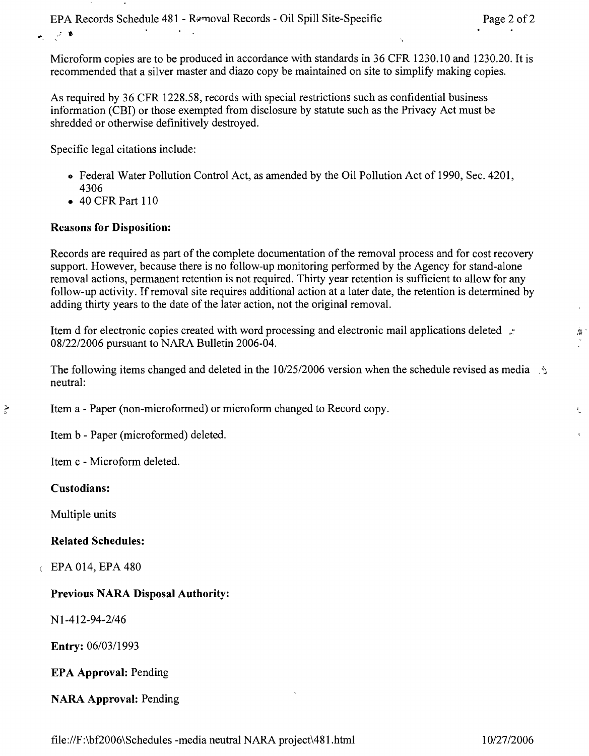Microform copies are to be produced in accordance with standards in 36 CFR 1230.10 and 1230.20. It is recommended that a silver master and diazo copy be maintained on site to simplify making copies.

As required by 36 CFR 1228.58, records with special restrictions such as confidential business information (CBI) or those exempted from disclosure by statute such as the Privacy Act must be shredded or otherwise definitively destroyed.

Specific legal citations include:

- Federal Water Pollution Control Act, as amended by the Oil Pollution Act of 1990, Sec. 4201, 4306
- 40 CFR Part 110

**Reasons for Disposition:**

Records are required as part of the complete documentation of the removal process and for cost recovery support. However, because there is no follow-up monitoring performed by the Agency for stand-alone removal actions, permanent retention is not required. Thirty year retention is sufficient to allow for any follow-up activity. If removal site requires additional action at a later date, the retention is determined by adding thirty years to the date of the later action, not the original removal.

Item d for electronic copies created with word processing and electronic mail applications deleted 08/22/2006 pursuant to NARA Bulletin 2006-04.

The following items changed and deleted in the 10/25/2006 version when the schedule revised as media neutral:

Item a - Paper (non-microformed) or microform changed to Record copy.

Item b - Paper (microformed) deleted.

Item c - Microform deleted.

**Custodians:**

Multiple units

**Related Schedules:**

EPA 014, EPA 480

**Previous NARA Disposal Authority:**

N1-412-94-2/46

**Entry:** 06/03/1993

**EPA Approval:** Pending

**NARA Approval:** Pending